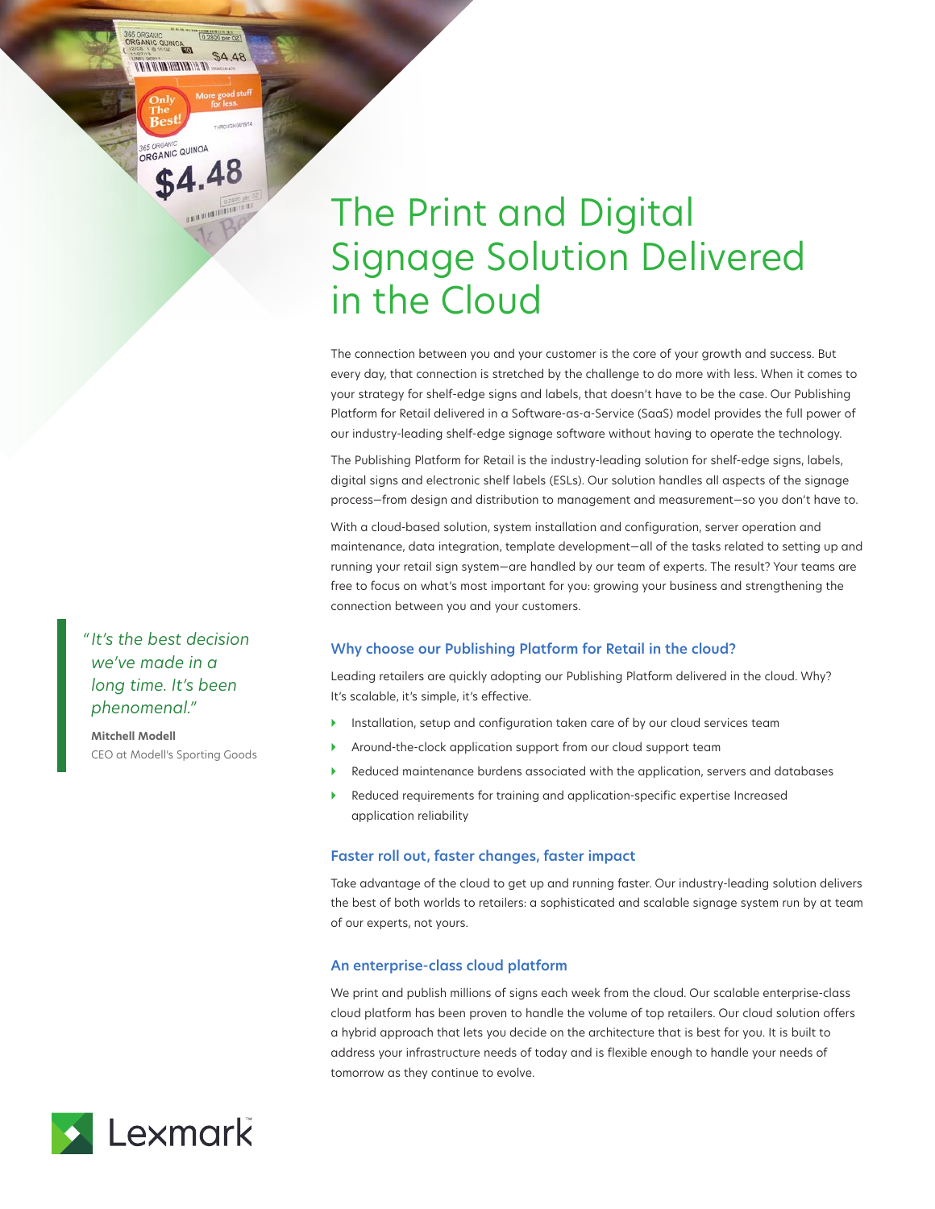# The Print and Digital Signage Solution Delivered in the Cloud

The connection between you and your customer is the core of your growth and success. But every day, that connection is stretched by the challenge to do more with less. When it comes to your strategy for shelf-edge signs and labels, that doesn't have to be the case. Our Publishing Platform for Retail delivered in a Software-as-a-Service (SaaS) model provides the full power of our industry-leading shelf-edge signage software without having to operate the technology.

The Publishing Platform for Retail is the industry-leading solution for shelf-edge signs, labels, digital signs and electronic shelf labels (ESLs). Our solution handles all aspects of the signage process—from design and distribution to management and measurement—so you don't have to.

With a cloud-based solution, system installation and configuration, server operation and maintenance, data integration, template development—all of the tasks related to setting up and running your retail sign system—are handled by our team of experts. The result? Your teams are free to focus on what's most important for you: growing your business and strengthening the connection between you and your customers.

> *"It's the best decision we've made in a long time. It's been phenomenal."*
>
> **Mitchell Modell**
> CEO at Modell's Sporting Goods

## Why choose our Publishing Platform for Retail in the cloud?

Leading retailers are quickly adopting our Publishing Platform delivered in the cloud. Why? It's scalable, it's simple, it's effective.

- Installation, setup and configuration taken care of by our cloud services team
- Around-the-clock application support from our cloud support team
- Reduced maintenance burdens associated with the application, servers and databases
- Reduced requirements for training and application-specific expertise Increased application reliability

## Faster roll out, faster changes, faster impact

Take advantage of the cloud to get up and running faster. Our industry-leading solution delivers the best of both worlds to retailers: a sophisticated and scalable signage system run by at team of our experts, not yours.

## An enterprise-class cloud platform

We print and publish millions of signs each week from the cloud. Our scalable enterprise-class cloud platform has been proven to handle the volume of top retailers. Our cloud solution offers a hybrid approach that lets you decide on the architecture that is best for you. It is built to address your infrastructure needs of today and is flexible enough to handle your needs of tomorrow as they continue to evolve.

Lexmark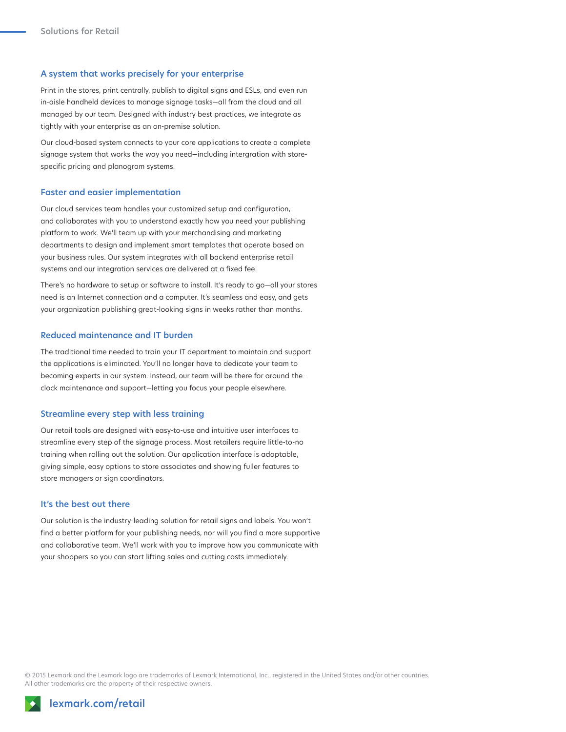## A system that works precisely for your enterprise

Print in the stores, print centrally, publish to digital signs and ESLs, and even run in-aisle handheld devices to manage signage tasks—all from the cloud and all managed by our team. Designed with industry best practices, we integrate as tightly with your enterprise as an on-premise solution.

Our cloud-based system connects to your core applications to create a complete signage system that works the way you need—including intergration with store-specific pricing and planogram systems.

## Faster and easier implementation

Our cloud services team handles your customized setup and configuration, and collaborates with you to understand exactly how you need your publishing platform to work. We'll team up with your merchandising and marketing departments to design and implement smart templates that operate based on your business rules. Our system integrates with all backend enterprise retail systems and our integration services are delivered at a fixed fee.

There's no hardware to setup or software to install. It's ready to go—all your stores need is an Internet connection and a computer. It's seamless and easy, and gets your organization publishing great-looking signs in weeks rather than months.

## Reduced maintenance and IT burden

The traditional time needed to train your IT department to maintain and support the applications is eliminated. You'll no longer have to dedicate your team to becoming experts in our system. Instead, our team will be there for around-the-clock maintenance and support—letting you focus your people elsewhere.

## Streamline every step with less training

Our retail tools are designed with easy-to-use and intuitive user interfaces to streamline every step of the signage process. Most retailers require little-to-no training when rolling out the solution. Our application interface is adaptable, giving simple, easy options to store associates and showing fuller features to store managers or sign coordinators.

## It's the best out there

Our solution is the industry-leading solution for retail signs and labels. You won't find a better platform for your publishing needs, nor will you find a more supportive and collaborative team. We'll work with you to improve how you communicate with your shoppers so you can start lifting sales and cutting costs immediately.

© 2015 Lexmark and the Lexmark logo are trademarks of Lexmark International, Inc., registered in the United States and/or other countries. All other trademarks are the property of their respective owners.

lexmark.com/retail